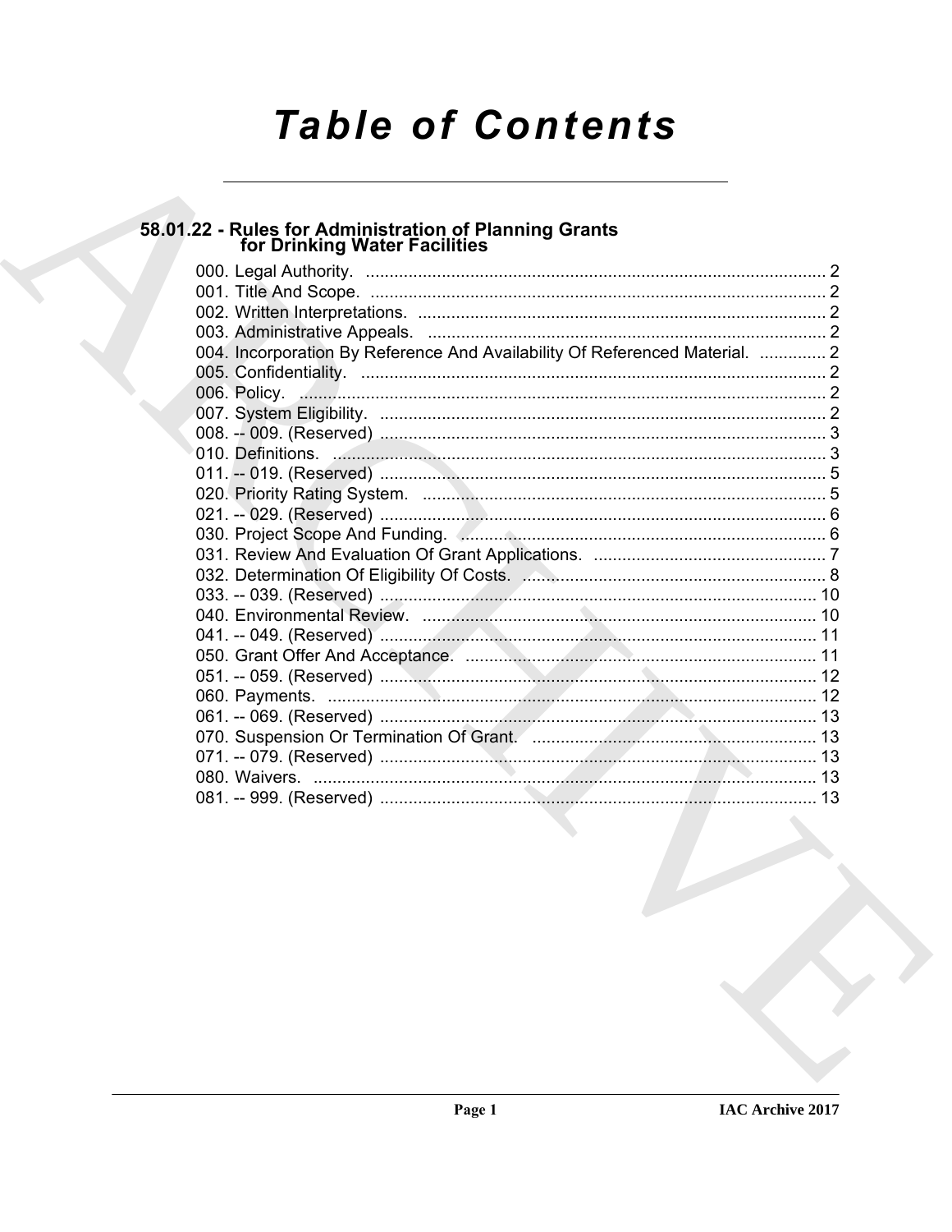# Table of Contents

## 58.01.22 - Rules for Administration of Planning Grants for Drinking Water Facilities

000. Legal Authority. ..... 2
001. Title And Scope. ..... 2
002. Written Interpretations. ..... 2
003. Administrative Appeals. ..... 2
004. Incorporation By Reference And Availability Of Referenced Material. ..... 2
005. Confidentiality. ..... 2
006. Policy. ..... 2
007. System Eligibility. ..... 2
008. -- 009. (Reserved) ..... 3
010. Definitions. ..... 3
011. -- 019. (Reserved) ..... 5
020. Priority Rating System. ..... 5
021. -- 029. (Reserved) ..... 6
030. Project Scope And Funding. ..... 6
031. Review And Evaluation Of Grant Applications. ..... 7
032. Determination Of Eligibility Of Costs. ..... 8
033. -- 039. (Reserved) ..... 10
040. Environmental Review. ..... 10
041. -- 049. (Reserved) ..... 11
050. Grant Offer And Acceptance. ..... 11
051. -- 059. (Reserved) ..... 12
060. Payments. ..... 12
061. -- 069. (Reserved) ..... 13
070. Suspension Or Termination Of Grant. ..... 13
071. -- 079. (Reserved) ..... 13
080. Waivers. ..... 13
081. -- 999. (Reserved) ..... 13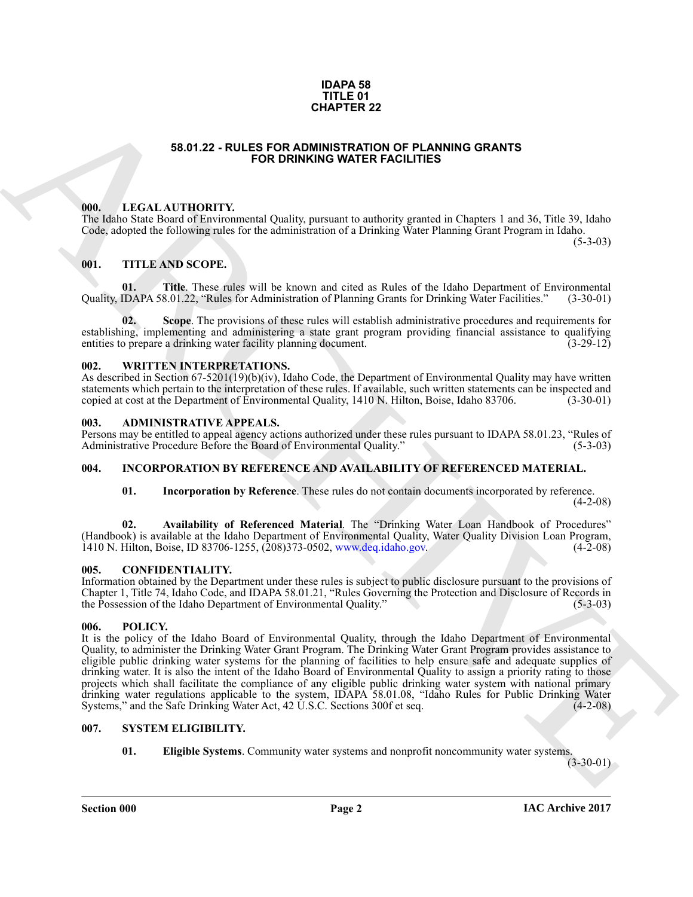**IDAPA 58**
**TITLE 01**
**CHAPTER 22**

# 58.01.22 - RULES FOR ADMINISTRATION OF PLANNING GRANTS FOR DRINKING WATER FACILITIES

**000. LEGAL AUTHORITY.**

The Idaho State Board of Environmental Quality, pursuant to authority granted in Chapters 1 and 36, Title 39, Idaho Code, adopted the following rules for the administration of a Drinking Water Planning Grant Program in Idaho. (5-3-03)

**001. TITLE AND SCOPE.**

**01. Title**. These rules will be known and cited as Rules of the Idaho Department of Environmental Quality, IDAPA 58.01.22, "Rules for Administration of Planning Grants for Drinking Water Facilities." (3-30-01)

**02. Scope**. The provisions of these rules will establish administrative procedures and requirements for establishing, implementing and administering a state grant program providing financial assistance to qualifying entities to prepare a drinking water facility planning document. (3-29-12)

**002. WRITTEN INTERPRETATIONS.**

As described in Section 67-5201(19)(b)(iv), Idaho Code, the Department of Environmental Quality may have written statements which pertain to the interpretation of these rules. If available, such written statements can be inspected and copied at cost at the Department of Environmental Quality, 1410 N. Hilton, Boise, Idaho 83706. (3-30-01)

**003. ADMINISTRATIVE APPEALS.**

Persons may be entitled to appeal agency actions authorized under these rules pursuant to IDAPA 58.01.23, "Rules of Administrative Procedure Before the Board of Environmental Quality." (5-3-03)

**004. INCORPORATION BY REFERENCE AND AVAILABILITY OF REFERENCED MATERIAL.**

**01. Incorporation by Reference**. These rules do not contain documents incorporated by reference. (4-2-08)

**02. Availability of Referenced Material**. The "Drinking Water Loan Handbook of Procedures" (Handbook) is available at the Idaho Department of Environmental Quality, Water Quality Division Loan Program, 1410 N. Hilton, Boise, ID 83706-1255, (208)373-0502, www.deq.idaho.gov. (4-2-08)

**005. CONFIDENTIALITY.**

Information obtained by the Department under these rules is subject to public disclosure pursuant to the provisions of Chapter 1, Title 74, Idaho Code, and IDAPA 58.01.21, "Rules Governing the Protection and Disclosure of Records in the Possession of the Idaho Department of Environmental Quality." (5-3-03)

**006. POLICY.**

It is the policy of the Idaho Board of Environmental Quality, through the Idaho Department of Environmental Quality, to administer the Drinking Water Grant Program. The Drinking Water Grant Program provides assistance to eligible public drinking water systems for the planning of facilities to help ensure safe and adequate supplies of drinking water. It is also the intent of the Idaho Board of Environmental Quality to assign a priority rating to those projects which shall facilitate the compliance of any eligible public drinking water system with national primary drinking water regulations applicable to the system, IDAPA 58.01.08, "Idaho Rules for Public Drinking Water Systems," and the Safe Drinking Water Act, 42 U.S.C. Sections 300f et seq. (4-2-08)

**007. SYSTEM ELIGIBILITY.**

**01. Eligible Systems**. Community water systems and nonprofit noncommunity water systems. (3-30-01)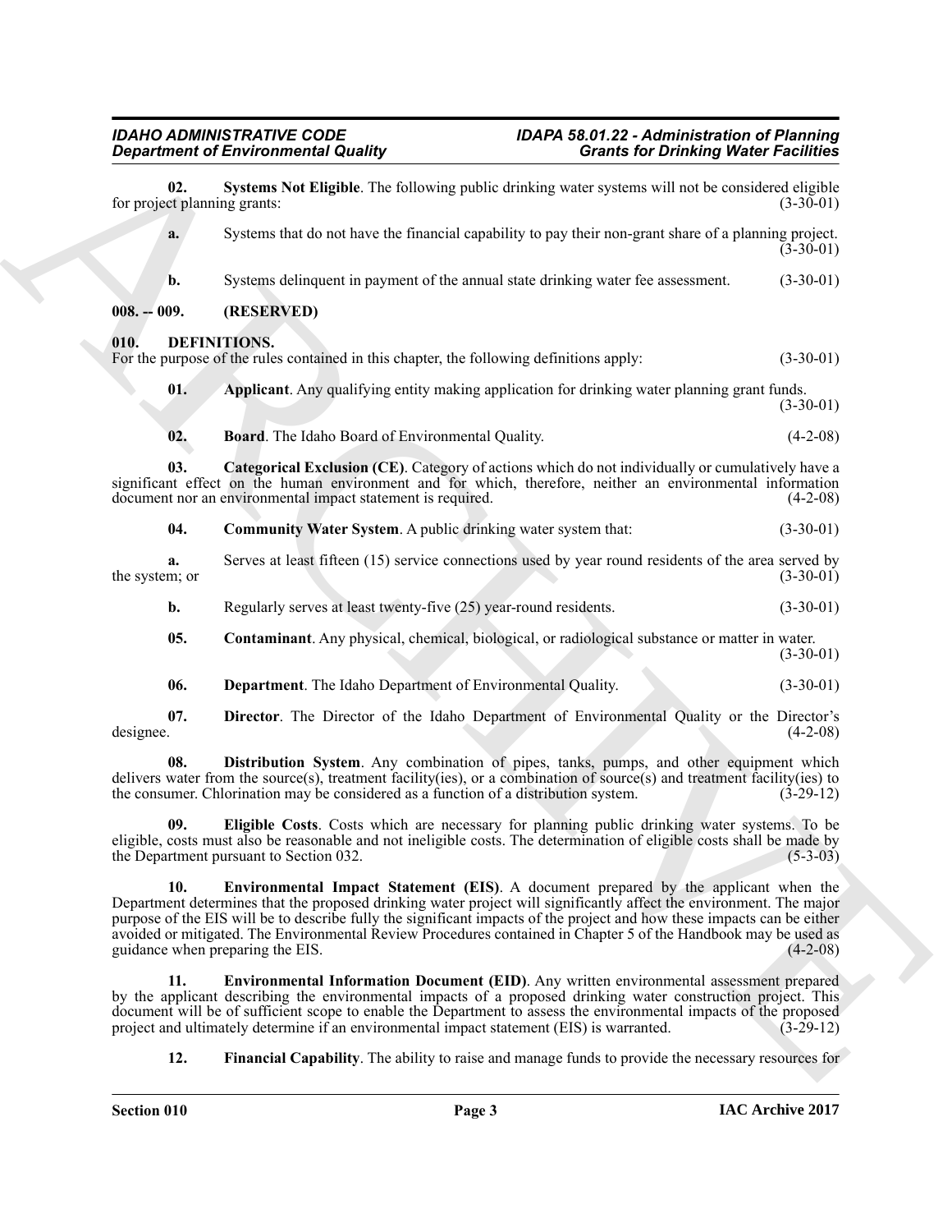**02. Systems Not Eligible**. The following public drinking water systems will not be considered eligible for project planning grants: (3-30-01)

**a.** Systems that do not have the financial capability to pay their non-grant share of a planning project. (3-30-01)

**b.** Systems delinquent in payment of the annual state drinking water fee assessment. (3-30-01)

## 008. -- 009. (RESERVED)

## 010. DEFINITIONS.

For the purpose of the rules contained in this chapter, the following definitions apply: (3-30-01)

**01. Applicant**. Any qualifying entity making application for drinking water planning grant funds. (3-30-01)

**02. Board**. The Idaho Board of Environmental Quality. (4-2-08)

**03. Categorical Exclusion (CE)**. Category of actions which do not individually or cumulatively have a significant effect on the human environment and for which, therefore, neither an environmental information document nor an environmental impact statement is required. (4-2-08)

**04. Community Water System**. A public drinking water system that: (3-30-01)

**a.** Serves at least fifteen (15) service connections used by year round residents of the area served by the system; or (3-30-01)

**b.** Regularly serves at least twenty-five (25) year-round residents. (3-30-01)

**05. Contaminant**. Any physical, chemical, biological, or radiological substance or matter in water. (3-30-01)

**06. Department**. The Idaho Department of Environmental Quality. (3-30-01)

**07. Director**. The Director of the Idaho Department of Environmental Quality or the Director's designee. (4-2-08)

**08. Distribution System**. Any combination of pipes, tanks, pumps, and other equipment which delivers water from the source(s), treatment facility(ies), or a combination of source(s) and treatment facility(ies) to the consumer. Chlorination may be considered as a function of a distribution system. (3-29-12)

**09. Eligible Costs**. Costs which are necessary for planning public drinking water systems. To be eligible, costs must also be reasonable and not ineligible costs. The determination of eligible costs shall be made by the Department pursuant to Section 032. (5-3-03)

**10. Environmental Impact Statement (EIS)**. A document prepared by the applicant when the Department determines that the proposed drinking water project will significantly affect the environment. The major purpose of the EIS will be to describe fully the significant impacts of the project and how these impacts can be either avoided or mitigated. The Environmental Review Procedures contained in Chapter 5 of the Handbook may be used as guidance when preparing the EIS. (4-2-08)

**11. Environmental Information Document (EID)**. Any written environmental assessment prepared by the applicant describing the environmental impacts of a proposed drinking water construction project. This document will be of sufficient scope to enable the Department to assess the environmental impacts of the proposed project and ultimately determine if an environmental impact statement (EIS) is warranted. (3-29-12)

**12. Financial Capability**. The ability to raise and manage funds to provide the necessary resources for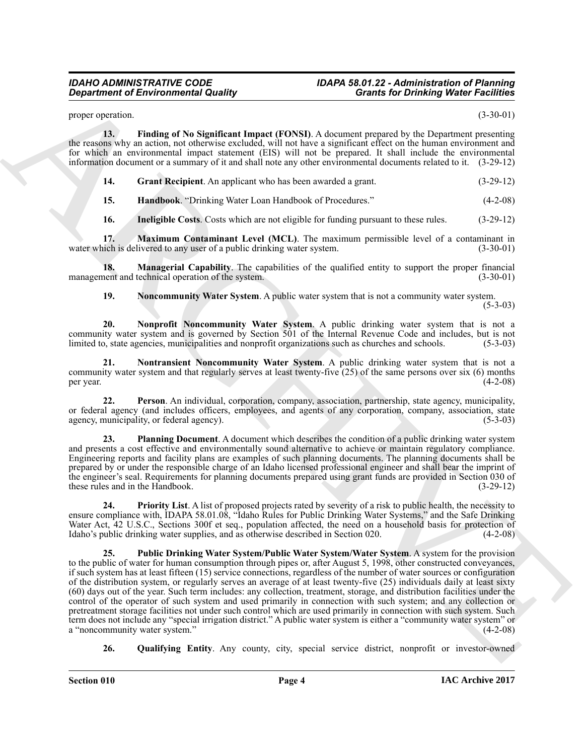proper operation. (3-30-01)

**13. Finding of No Significant Impact (FONSI)**. A document prepared by the Department presenting the reasons why an action, not otherwise excluded, will not have a significant effect on the human environment and for which an environmental impact statement (EIS) will not be prepared. It shall include the environmental information document or a summary of it and shall note any other environmental documents related to it. (3-29-12)

**14. Grant Recipient**. An applicant who has been awarded a grant. (3-29-12)

**15. Handbook**. "Drinking Water Loan Handbook of Procedures." (4-2-08)

**16. Ineligible Costs**. Costs which are not eligible for funding pursuant to these rules. (3-29-12)

**17. Maximum Contaminant Level (MCL)**. The maximum permissible level of a contaminant in water which is delivered to any user of a public drinking water system. (3-30-01)

**18. Managerial Capability**. The capabilities of the qualified entity to support the proper financial management and technical operation of the system. (3-30-01)

**19. Noncommunity Water System**. A public water system that is not a community water system. (5-3-03)

**20. Nonprofit Noncommunity Water System**. A public drinking water system that is not a community water system and is governed by Section 501 of the Internal Revenue Code and includes, but is not limited to, state agencies, municipalities and nonprofit organizations such as churches and schools. (5-3-03)

**21. Nontransient Noncommunity Water System**. A public drinking water system that is not a community water system and that regularly serves at least twenty-five (25) of the same persons over six (6) months per year. (4-2-08)

**22. Person**. An individual, corporation, company, association, partnership, state agency, municipality, or federal agency (and includes officers, employees, and agents of any corporation, company, association, state agency, municipality, or federal agency). (5-3-03)

**23. Planning Document**. A document which describes the condition of a public drinking water system and presents a cost effective and environmentally sound alternative to achieve or maintain regulatory compliance. Engineering reports and facility plans are examples of such planning documents. The planning documents shall be prepared by or under the responsible charge of an Idaho licensed professional engineer and shall bear the imprint of the engineer's seal. Requirements for planning documents prepared using grant funds are provided in Section 030 of these rules and in the Handbook. (3-29-12)

**24. Priority List**. A list of proposed projects rated by severity of a risk to public health, the necessity to ensure compliance with, IDAPA 58.01.08, "Idaho Rules for Public Drinking Water Systems," and the Safe Drinking Water Act, 42 U.S.C., Sections 300f et seq., population affected, the need on a household basis for protection of Idaho's public drinking water supplies, and as otherwise described in Section 020. (4-2-08)

**25. Public Drinking Water System/Public Water System/Water System**. A system for the provision to the public of water for human consumption through pipes or, after August 5, 1998, other constructed conveyances, if such system has at least fifteen (15) service connections, regardless of the number of water sources or configuration of the distribution system, or regularly serves an average of at least twenty-five (25) individuals daily at least sixty (60) days out of the year. Such term includes: any collection, treatment, storage, and distribution facilities under the control of the operator of such system and used primarily in connection with such system; and any collection or pretreatment storage facilities not under such control which are used primarily in connection with such system. Such term does not include any "special irrigation district." A public water system is either a "community water system" or a "noncommunity water system." (4-2-08)

**26. Qualifying Entity**. Any county, city, special service district, nonprofit or investor-owned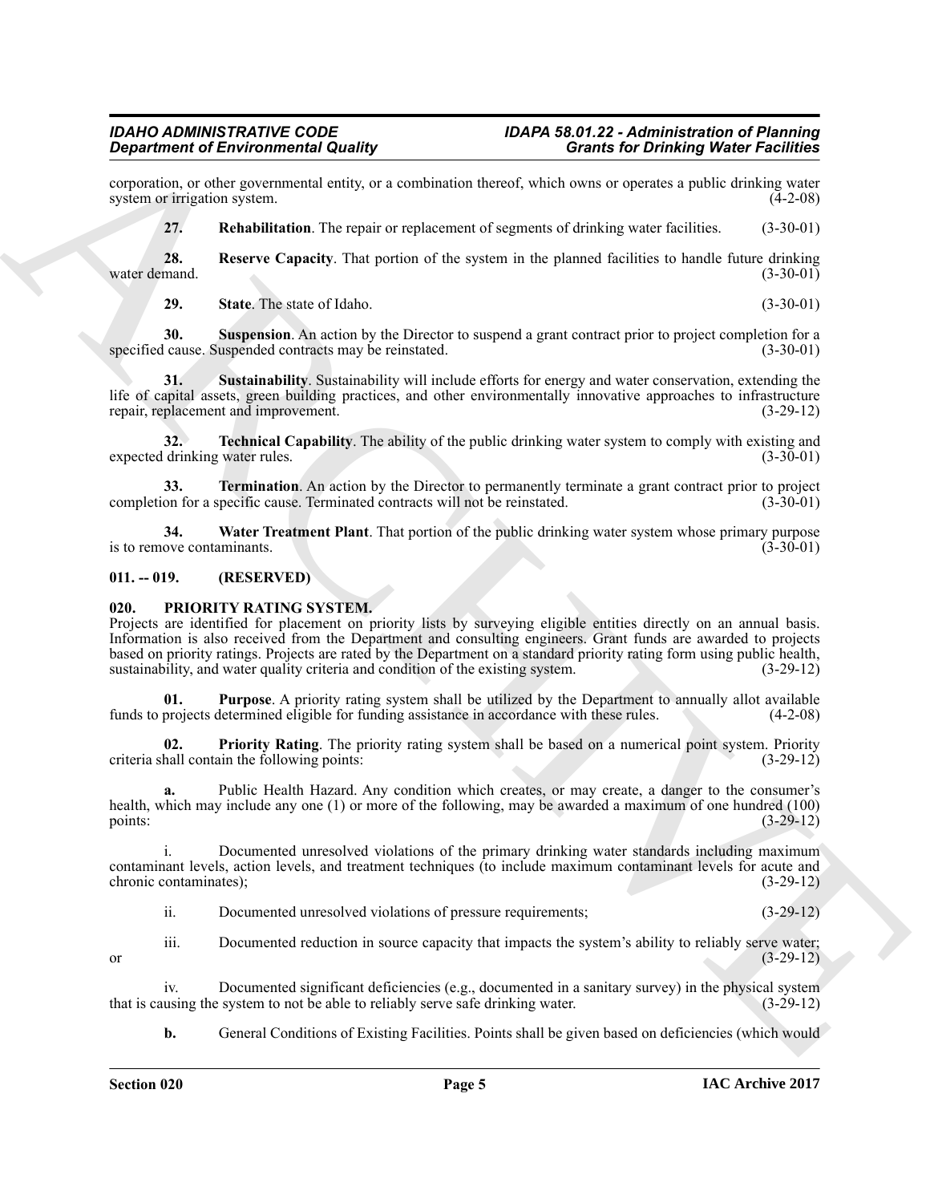corporation, or other governmental entity, or a combination thereof, which owns or operates a public drinking water system or irrigation system. (4-2-08)

**27. Rehabilitation**. The repair or replacement of segments of drinking water facilities. (3-30-01)

**28. Reserve Capacity**. That portion of the system in the planned facilities to handle future drinking water demand. (3-30-01)

**29. State**. The state of Idaho. (3-30-01)

**30. Suspension**. An action by the Director to suspend a grant contract prior to project completion for a specified cause. Suspended contracts may be reinstated. (3-30-01)

**31. Sustainability**. Sustainability will include efforts for energy and water conservation, extending the life of capital assets, green building practices, and other environmentally innovative approaches to infrastructure repair, replacement and improvement. (3-29-12)

**32. Technical Capability**. The ability of the public drinking water system to comply with existing and expected drinking water rules. (3-30-01)

**33. Termination**. An action by the Director to permanently terminate a grant contract prior to project completion for a specific cause. Terminated contracts will not be reinstated. (3-30-01)

**34. Water Treatment Plant**. That portion of the public drinking water system whose primary purpose is to remove contaminants. (3-30-01)

## 011. -- 019. (RESERVED)

## 020. PRIORITY RATING SYSTEM.

Projects are identified for placement on priority lists by surveying eligible entities directly on an annual basis. Information is also received from the Department and consulting engineers. Grant funds are awarded to projects based on priority ratings. Projects are rated by the Department on a standard priority rating form using public health, sustainability, and water quality criteria and condition of the existing system. (3-29-12)

**01. Purpose**. A priority rating system shall be utilized by the Department to annually allot available funds to projects determined eligible for funding assistance in accordance with these rules. (4-2-08)

**02. Priority Rating**. The priority rating system shall be based on a numerical point system. Priority criteria shall contain the following points: (3-29-12)

**a.** Public Health Hazard. Any condition which creates, or may create, a danger to the consumer's health, which may include any one (1) or more of the following, may be awarded a maximum of one hundred (100) points: (3-29-12)

i. Documented unresolved violations of the primary drinking water standards including maximum contaminant levels, action levels, and treatment techniques (to include maximum contaminant levels for acute and chronic contaminates); (3-29-12)

ii. Documented unresolved violations of pressure requirements; (3-29-12)

iii. Documented reduction in source capacity that impacts the system's ability to reliably serve water; or (3-29-12)

iv. Documented significant deficiencies (e.g., documented in a sanitary survey) in the physical system that is causing the system to not be able to reliably serve safe drinking water. (3-29-12)

**b.** General Conditions of Existing Facilities. Points shall be given based on deficiencies (which would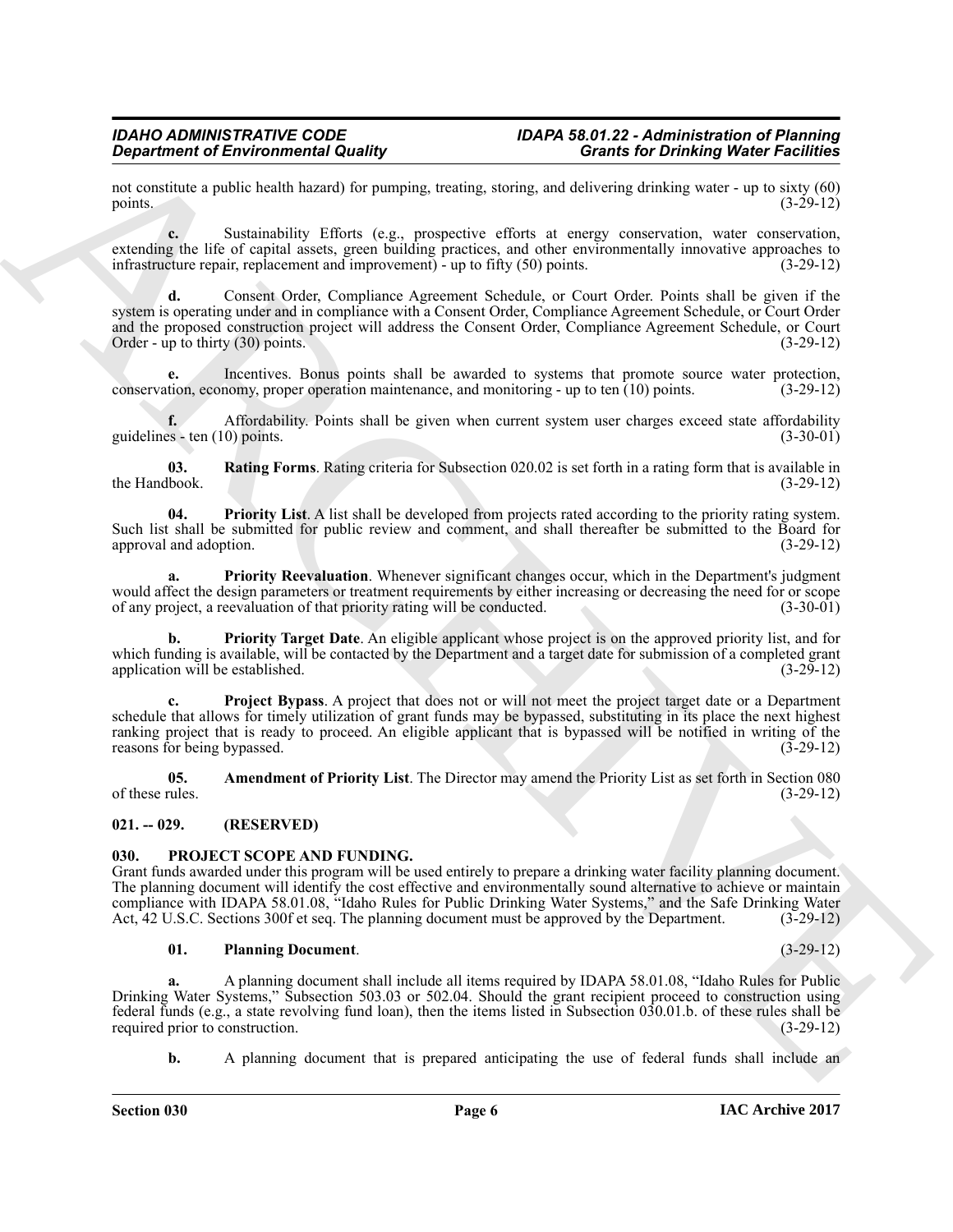not constitute a public health hazard) for pumping, treating, storing, and delivering drinking water - up to sixty (60) points. (3-29-12)

**c.** Sustainability Efforts (e.g., prospective efforts at energy conservation, water conservation, extending the life of capital assets, green building practices, and other environmentally innovative approaches to infrastructure repair, replacement and improvement) - up to fifty (50) points. (3-29-12)

**d.** Consent Order, Compliance Agreement Schedule, or Court Order. Points shall be given if the system is operating under and in compliance with a Consent Order, Compliance Agreement Schedule, or Court Order and the proposed construction project will address the Consent Order, Compliance Agreement Schedule, or Court Order - up to thirty (30) points. (3-29-12)

**e.** Incentives. Bonus points shall be awarded to systems that promote source water protection, conservation, economy, proper operation maintenance, and monitoring - up to ten (10) points. (3-29-12)

**f.** Affordability. Points shall be given when current system user charges exceed state affordability guidelines - ten (10) points. (3-30-01)

**03. Rating Forms**. Rating criteria for Subsection 020.02 is set forth in a rating form that is available in the Handbook. (3-29-12)

**04. Priority List**. A list shall be developed from projects rated according to the priority rating system. Such list shall be submitted for public review and comment, and shall thereafter be submitted to the Board for approval and adoption. (3-29-12)

**a. Priority Reevaluation**. Whenever significant changes occur, which in the Department's judgment would affect the design parameters or treatment requirements by either increasing or decreasing the need for or scope of any project, a reevaluation of that priority rating will be conducted. (3-30-01)

**b. Priority Target Date**. An eligible applicant whose project is on the approved priority list, and for which funding is available, will be contacted by the Department and a target date for submission of a completed grant application will be established. (3-29-12)

**c. Project Bypass**. A project that does not or will not meet the project target date or a Department schedule that allows for timely utilization of grant funds may be bypassed, substituting in its place the next highest ranking project that is ready to proceed. An eligible applicant that is bypassed will be notified in writing of the reasons for being bypassed. (3-29-12)

**05. Amendment of Priority List**. The Director may amend the Priority List as set forth in Section 080 of these rules. (3-29-12)

## 021. -- 029. (RESERVED)

## 030. PROJECT SCOPE AND FUNDING.

Grant funds awarded under this program will be used entirely to prepare a drinking water facility planning document. The planning document will identify the cost effective and environmentally sound alternative to achieve or maintain compliance with IDAPA 58.01.08, "Idaho Rules for Public Drinking Water Systems," and the Safe Drinking Water Act, 42 U.S.C. Sections 300f et seq. The planning document must be approved by the Department. (3-29-12)

**01. Planning Document**. (3-29-12)

**a.** A planning document shall include all items required by IDAPA 58.01.08, "Idaho Rules for Public Drinking Water Systems," Subsection 503.03 or 502.04. Should the grant recipient proceed to construction using federal funds (e.g., a state revolving fund loan), then the items listed in Subsection 030.01.b. of these rules shall be required prior to construction. (3-29-12)

**b.** A planning document that is prepared anticipating the use of federal funds shall include an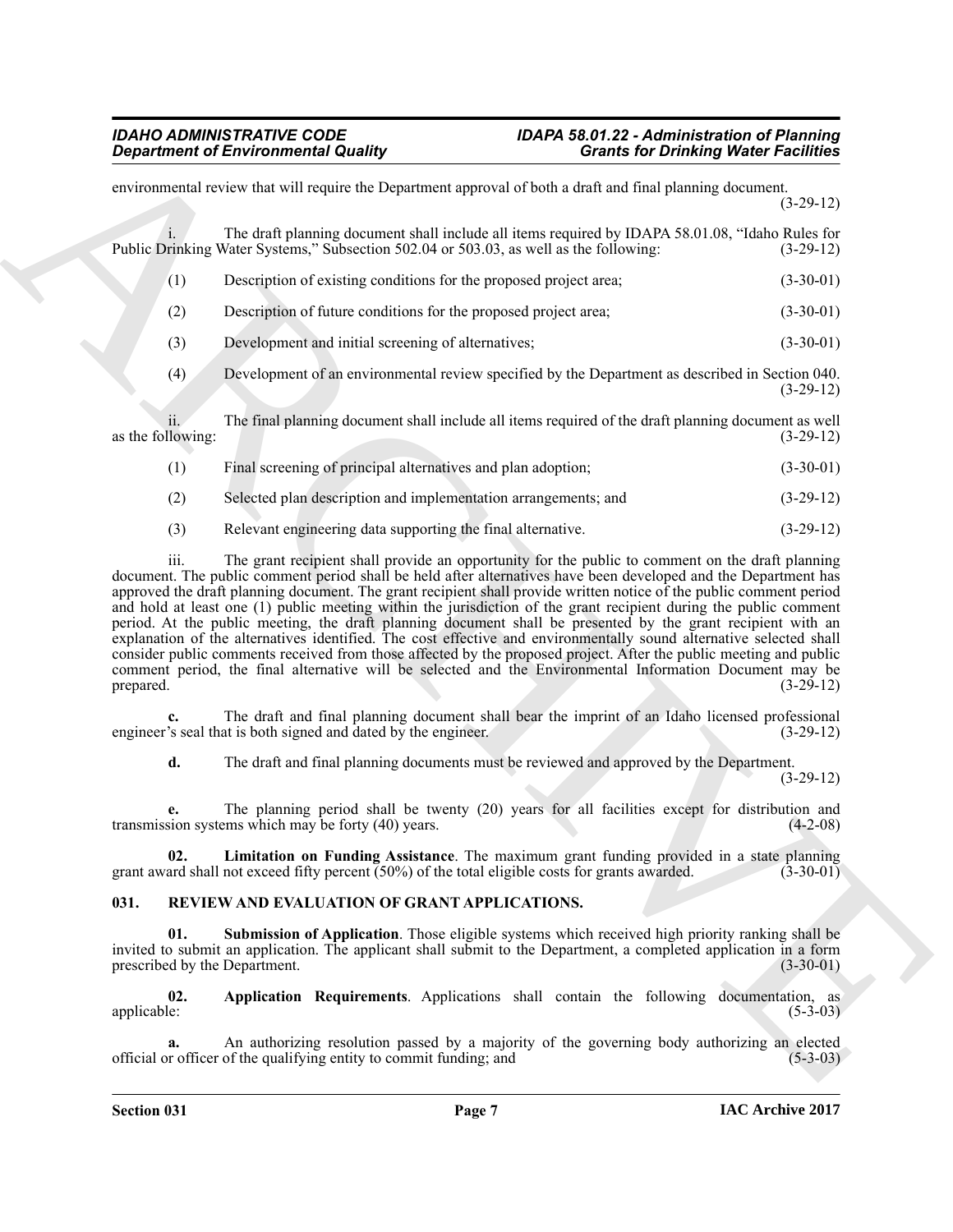environmental review that will require the Department approval of both a draft and final planning document. (3-29-12)

i. The draft planning document shall include all items required by IDAPA 58.01.08, "Idaho Rules for Public Drinking Water Systems," Subsection 502.04 or 503.03, as well as the following: (3-29-12)

(1) Description of existing conditions for the proposed project area; (3-30-01)

(2) Description of future conditions for the proposed project area; (3-30-01)

(3) Development and initial screening of alternatives; (3-30-01)

(4) Development of an environmental review specified by the Department as described in Section 040. (3-29-12)

ii. The final planning document shall include all items required of the draft planning document as well as the following: (3-29-12)

(1) Final screening of principal alternatives and plan adoption; (3-30-01)

(2) Selected plan description and implementation arrangements; and (3-29-12)

(3) Relevant engineering data supporting the final alternative. (3-29-12)

iii. The grant recipient shall provide an opportunity for the public to comment on the draft planning document. The public comment period shall be held after alternatives have been developed and the Department has approved the draft planning document. The grant recipient shall provide written notice of the public comment period and hold at least one (1) public meeting within the jurisdiction of the grant recipient during the public comment period. At the public meeting, the draft planning document shall be presented by the grant recipient with an explanation of the alternatives identified. The cost effective and environmentally sound alternative selected shall consider public comments received from those affected by the proposed project. After the public meeting and public comment period, the final alternative will be selected and the Environmental Information Document may be prepared. (3-29-12)

**c.** The draft and final planning document shall bear the imprint of an Idaho licensed professional engineer's seal that is both signed and dated by the engineer. (3-29-12)

**d.** The draft and final planning documents must be reviewed and approved by the Department. (3-29-12)

**e.** The planning period shall be twenty (20) years for all facilities except for distribution and transmission systems which may be forty (40) years. (4-2-08)

**02. Limitation on Funding Assistance**. The maximum grant funding provided in a state planning grant award shall not exceed fifty percent (50%) of the total eligible costs for grants awarded. (3-30-01)

## 031. REVIEW AND EVALUATION OF GRANT APPLICATIONS.

**01. Submission of Application**. Those eligible systems which received high priority ranking shall be invited to submit an application. The applicant shall submit to the Department, a completed application in a form prescribed by the Department. (3-30-01)

**02. Application Requirements**. Applications shall contain the following documentation, as applicable: (5-3-03)

**a.** An authorizing resolution passed by a majority of the governing body authorizing an elected official or officer of the qualifying entity to commit funding; and (5-3-03)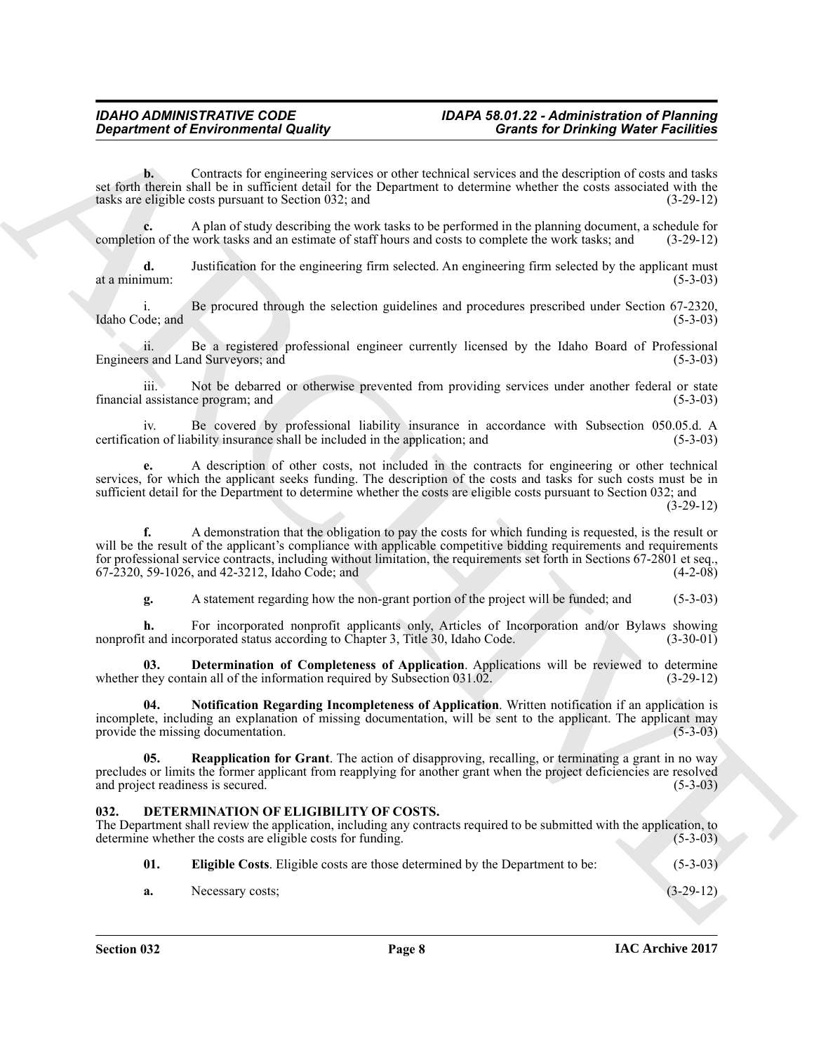**b.** Contracts for engineering services or other technical services and the description of costs and tasks set forth therein shall be in sufficient detail for the Department to determine whether the costs associated with the tasks are eligible costs pursuant to Section 032; and (3-29-12)

**c.** A plan of study describing the work tasks to be performed in the planning document, a schedule for completion of the work tasks and an estimate of staff hours and costs to complete the work tasks; and (3-29-12)

**d.** Justification for the engineering firm selected. An engineering firm selected by the applicant must at a minimum: (5-3-03)

i. Be procured through the selection guidelines and procedures prescribed under Section 67-2320, Idaho Code; and (5-3-03)

ii. Be a registered professional engineer currently licensed by the Idaho Board of Professional Engineers and Land Surveyors; and (5-3-03)

iii. Not be debarred or otherwise prevented from providing services under another federal or state financial assistance program; and (5-3-03)

iv. Be covered by professional liability insurance in accordance with Subsection 050.05.d. A certification of liability insurance shall be included in the application; and (5-3-03)

**e.** A description of other costs, not included in the contracts for engineering or other technical services, for which the applicant seeks funding. The description of the costs and tasks for such costs must be in sufficient detail for the Department to determine whether the costs are eligible costs pursuant to Section 032; and (3-29-12)

**f.** A demonstration that the obligation to pay the costs for which funding is requested, is the result or will be the result of the applicant's compliance with applicable competitive bidding requirements and requirements for professional service contracts, including without limitation, the requirements set forth in Sections 67-2801 et seq., 67-2320, 59-1026, and 42-3212, Idaho Code; and (4-2-08)

**g.** A statement regarding how the non-grant portion of the project will be funded; and (5-3-03)

**h.** For incorporated nonprofit applicants only, Articles of Incorporation and/or Bylaws showing nonprofit and incorporated status according to Chapter 3, Title 30, Idaho Code. (3-30-01)

**03. Determination of Completeness of Application**. Applications will be reviewed to determine whether they contain all of the information required by Subsection 031.02. (3-29-12)

**04. Notification Regarding Incompleteness of Application**. Written notification if an application is incomplete, including an explanation of missing documentation, will be sent to the applicant. The applicant may provide the missing documentation. (5-3-03)

**05. Reapplication for Grant**. The action of disapproving, recalling, or terminating a grant in no way precludes or limits the former applicant from reapplying for another grant when the project deficiencies are resolved and project readiness is secured. (5-3-03)

## 032. DETERMINATION OF ELIGIBILITY OF COSTS.

The Department shall review the application, including any contracts required to be submitted with the application, to determine whether the costs are eligible costs for funding. (5-3-03)

**01. Eligible Costs**. Eligible costs are those determined by the Department to be: (5-3-03)

**a.** Necessary costs; (3-29-12)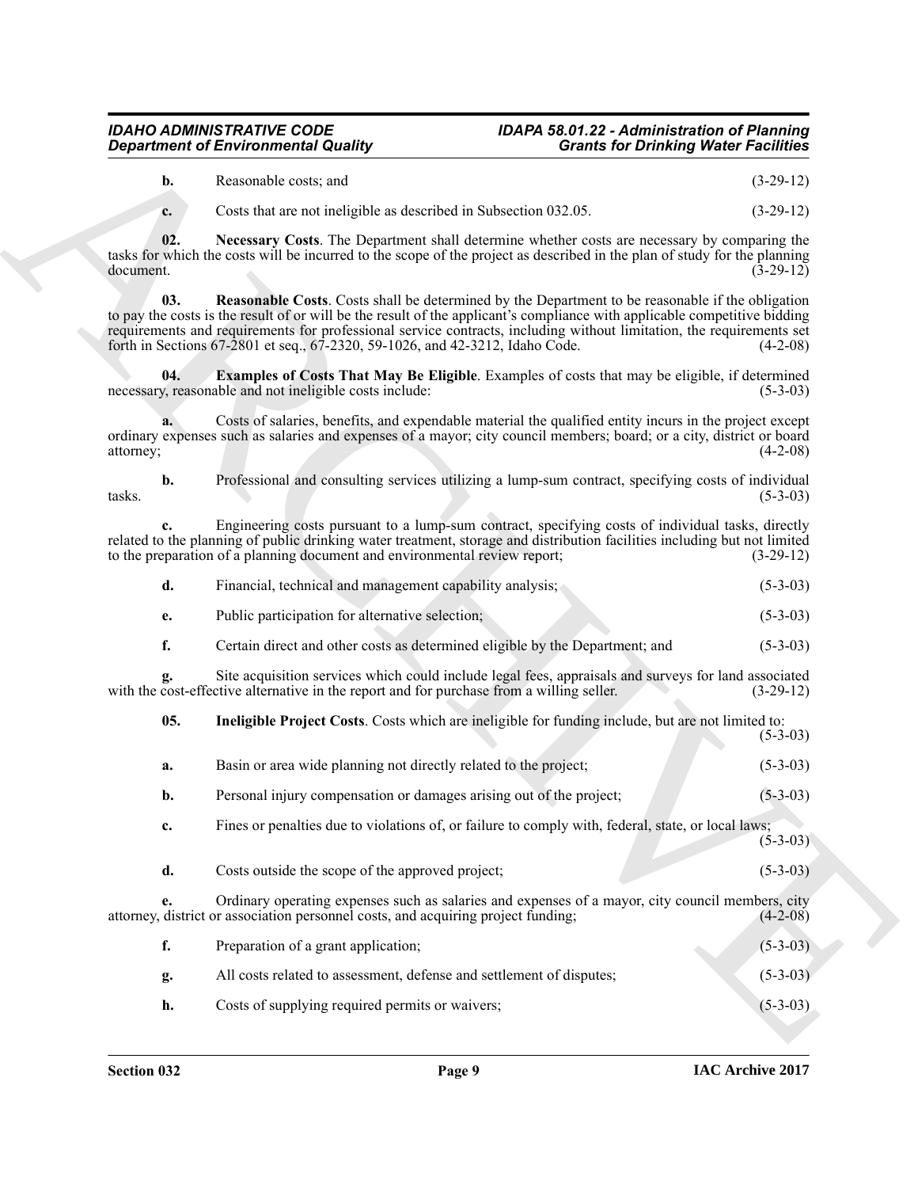**b.** Reasonable costs; and (3-29-12)

**c.** Costs that are not ineligible as described in Subsection 032.05. (3-29-12)

**02. Necessary Costs**. The Department shall determine whether costs are necessary by comparing the tasks for which the costs will be incurred to the scope of the project as described in the plan of study for the planning document. (3-29-12)

**03. Reasonable Costs**. Costs shall be determined by the Department to be reasonable if the obligation to pay the costs is the result of or will be the result of the applicant's compliance with applicable competitive bidding requirements and requirements for professional service contracts, including without limitation, the requirements set forth in Sections 67-2801 et seq., 67-2320, 59-1026, and 42-3212, Idaho Code. (4-2-08)

**04. Examples of Costs That May Be Eligible**. Examples of costs that may be eligible, if determined necessary, reasonable and not ineligible costs include: (5-3-03)

**a.** Costs of salaries, benefits, and expendable material the qualified entity incurs in the project except ordinary expenses such as salaries and expenses of a mayor; city council members; board; or a city, district or board attorney; (4-2-08)

**b.** Professional and consulting services utilizing a lump-sum contract, specifying costs of individual tasks. (5-3-03)

**c.** Engineering costs pursuant to a lump-sum contract, specifying costs of individual tasks, directly related to the planning of public drinking water treatment, storage and distribution facilities including but not limited to the preparation of a planning document and environmental review report; (3-29-12)

**d.** Financial, technical and management capability analysis; (5-3-03)

**e.** Public participation for alternative selection; (5-3-03)

**f.** Certain direct and other costs as determined eligible by the Department; and (5-3-03)

**g.** Site acquisition services which could include legal fees, appraisals and surveys for land associated with the cost-effective alternative in the report and for purchase from a willing seller. (3-29-12)

**05. Ineligible Project Costs**. Costs which are ineligible for funding include, but are not limited to: (5-3-03)

**a.** Basin or area wide planning not directly related to the project; (5-3-03)

**b.** Personal injury compensation or damages arising out of the project; (5-3-03)

**c.** Fines or penalties due to violations of, or failure to comply with, federal, state, or local laws; (5-3-03)

**d.** Costs outside the scope of the approved project; (5-3-03)

**e.** Ordinary operating expenses such as salaries and expenses of a mayor, city council members, city attorney, district or association personnel costs, and acquiring project funding; (4-2-08)

**f.** Preparation of a grant application; (5-3-03)

**g.** All costs related to assessment, defense and settlement of disputes; (5-3-03)

**h.** Costs of supplying required permits or waivers; (5-3-03)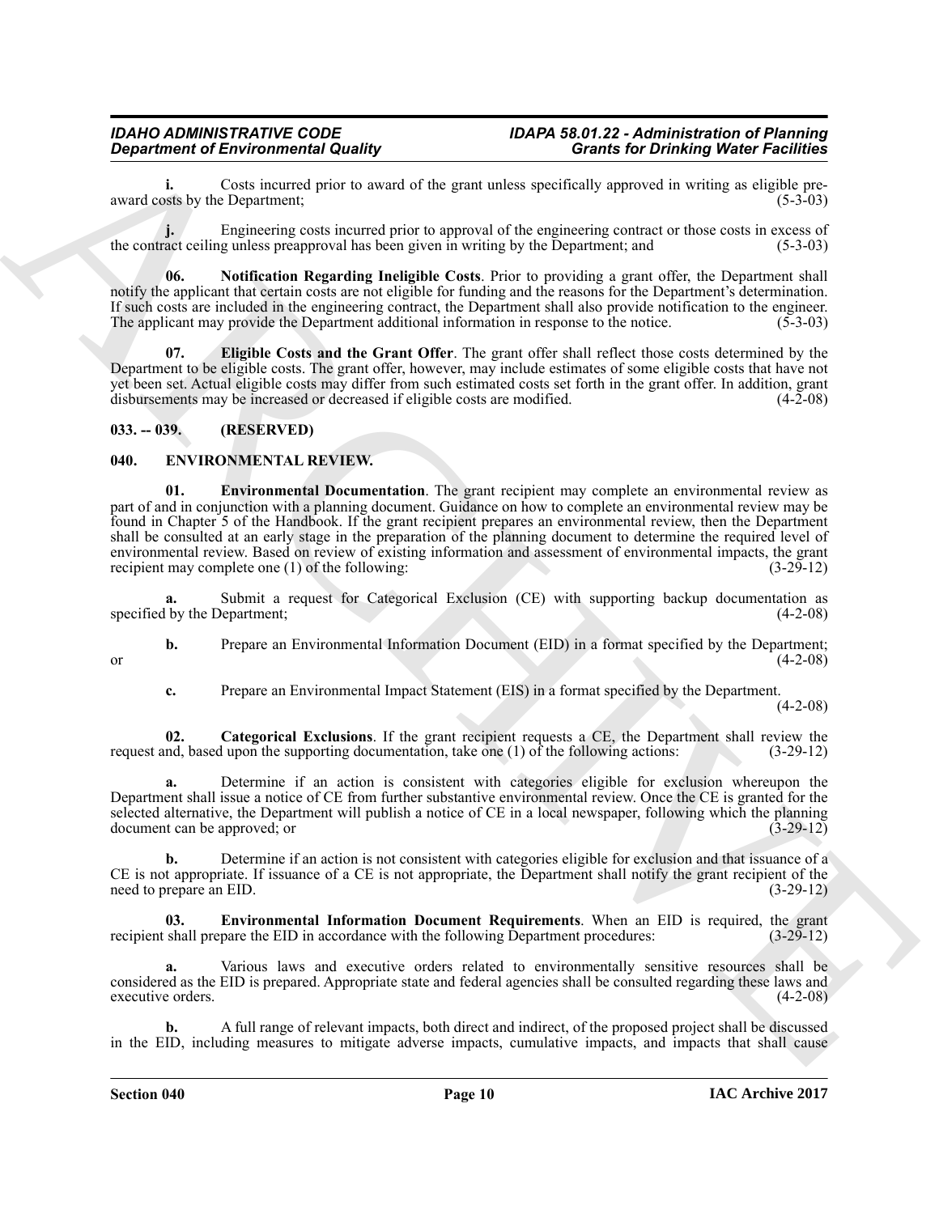**i.** Costs incurred prior to award of the grant unless specifically approved in writing as eligible pre-award costs by the Department; (5-3-03)

**j.** Engineering costs incurred prior to approval of the engineering contract or those costs in excess of the contract ceiling unless preapproval has been given in writing by the Department; and (5-3-03)

**06. Notification Regarding Ineligible Costs**. Prior to providing a grant offer, the Department shall notify the applicant that certain costs are not eligible for funding and the reasons for the Department's determination. If such costs are included in the engineering contract, the Department shall also provide notification to the engineer. The applicant may provide the Department additional information in response to the notice. (5-3-03)

**07. Eligible Costs and the Grant Offer**. The grant offer shall reflect those costs determined by the Department to be eligible costs. The grant offer, however, may include estimates of some eligible costs that have not yet been set. Actual eligible costs may differ from such estimated costs set forth in the grant offer. In addition, grant disbursements may be increased or decreased if eligible costs are modified. (4-2-08)

## 033. -- 039. (RESERVED)

## 040. ENVIRONMENTAL REVIEW.

**01. Environmental Documentation**. The grant recipient may complete an environmental review as part of and in conjunction with a planning document. Guidance on how to complete an environmental review may be found in Chapter 5 of the Handbook. If the grant recipient prepares an environmental review, then the Department shall be consulted at an early stage in the preparation of the planning document to determine the required level of environmental review. Based on review of existing information and assessment of environmental impacts, the grant recipient may complete one (1) of the following: (3-29-12)

**a.** Submit a request for Categorical Exclusion (CE) with supporting backup documentation as specified by the Department; (4-2-08)

**b.** Prepare an Environmental Information Document (EID) in a format specified by the Department; or (4-2-08)

**c.** Prepare an Environmental Impact Statement (EIS) in a format specified by the Department. (4-2-08)

**02. Categorical Exclusions**. If the grant recipient requests a CE, the Department shall review the request and, based upon the supporting documentation, take one (1) of the following actions: (3-29-12)

**a.** Determine if an action is consistent with categories eligible for exclusion whereupon the Department shall issue a notice of CE from further substantive environmental review. Once the CE is granted for the selected alternative, the Department will publish a notice of CE in a local newspaper, following which the planning document can be approved; or (3-29-12)

**b.** Determine if an action is not consistent with categories eligible for exclusion and that issuance of a CE is not appropriate. If issuance of a CE is not appropriate, the Department shall notify the grant recipient of the need to prepare an EID. (3-29-12)

**03. Environmental Information Document Requirements**. When an EID is required, the grant recipient shall prepare the EID in accordance with the following Department procedures: (3-29-12)

**a.** Various laws and executive orders related to environmentally sensitive resources shall be considered as the EID is prepared. Appropriate state and federal agencies shall be consulted regarding these laws and executive orders. (4-2-08)

**b.** A full range of relevant impacts, both direct and indirect, of the proposed project shall be discussed in the EID, including measures to mitigate adverse impacts, cumulative impacts, and impacts that shall cause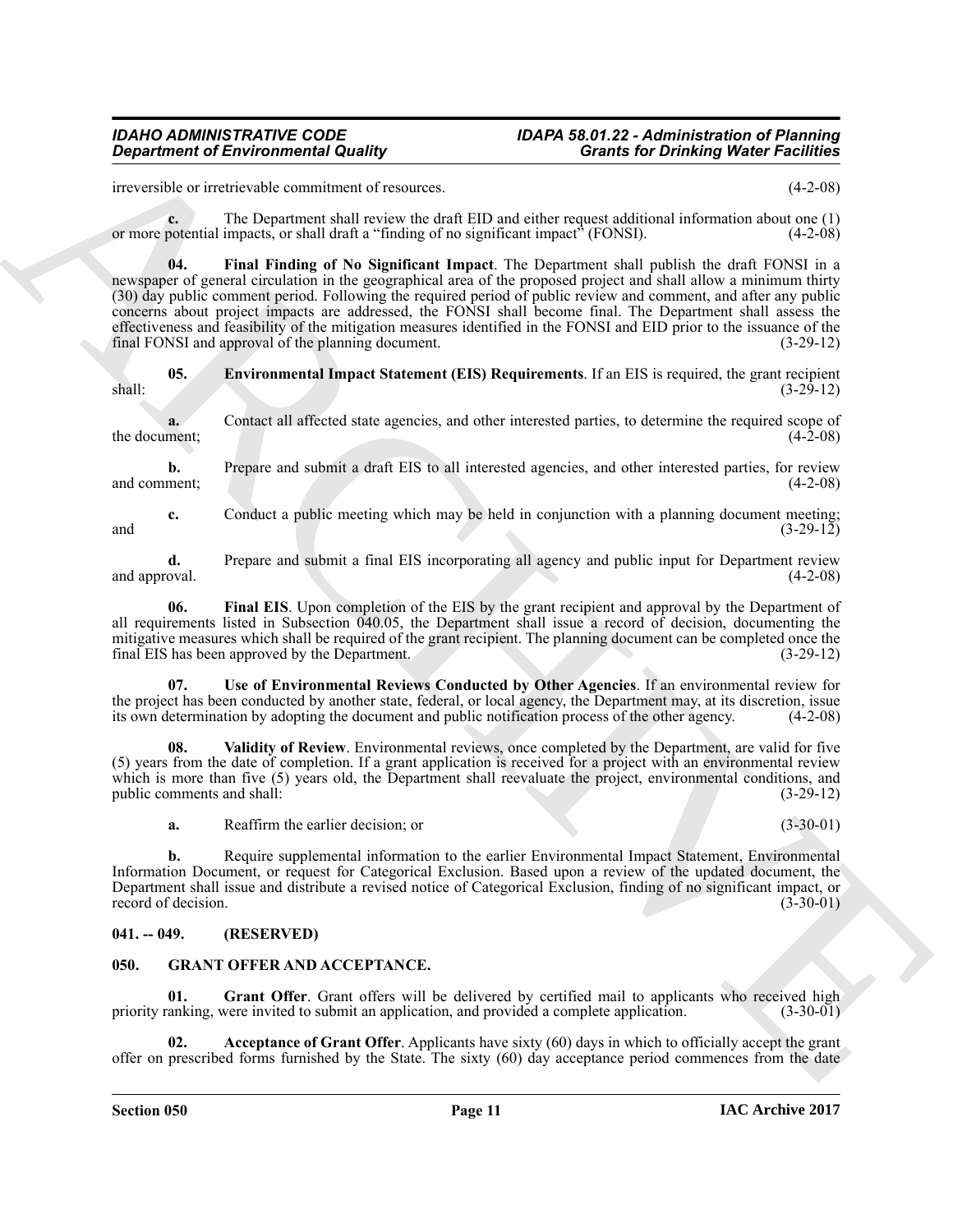irreversible or irretrievable commitment of resources. (4-2-08)

**c.** The Department shall review the draft EID and either request additional information about one (1) or more potential impacts, or shall draft a "finding of no significant impact" (FONSI). (4-2-08)

**04. Final Finding of No Significant Impact**. The Department shall publish the draft FONSI in a newspaper of general circulation in the geographical area of the proposed project and shall allow a minimum thirty (30) day public comment period. Following the required period of public review and comment, and after any public concerns about project impacts are addressed, the FONSI shall become final. The Department shall assess the effectiveness and feasibility of the mitigation measures identified in the FONSI and EID prior to the issuance of the final FONSI and approval of the planning document. (3-29-12)

**05. Environmental Impact Statement (EIS) Requirements**. If an EIS is required, the grant recipient shall: (3-29-12)

**a.** Contact all affected state agencies, and other interested parties, to determine the required scope of the document; (4-2-08)

**b.** Prepare and submit a draft EIS to all interested agencies, and other interested parties, for review and comment; (4-2-08)

**c.** Conduct a public meeting which may be held in conjunction with a planning document meeting; and (3-29-12)

**d.** Prepare and submit a final EIS incorporating all agency and public input for Department review and approval. (4-2-08)

**06. Final EIS**. Upon completion of the EIS by the grant recipient and approval by the Department of all requirements listed in Subsection 040.05, the Department shall issue a record of decision, documenting the mitigative measures which shall be required of the grant recipient. The planning document can be completed once the final EIS has been approved by the Department. (3-29-12)

**07. Use of Environmental Reviews Conducted by Other Agencies**. If an environmental review for the project has been conducted by another state, federal, or local agency, the Department may, at its discretion, issue its own determination by adopting the document and public notification process of the other agency. (4-2-08)

**08. Validity of Review**. Environmental reviews, once completed by the Department, are valid for five (5) years from the date of completion. If a grant application is received for a project with an environmental review which is more than five (5) years old, the Department shall reevaluate the project, environmental conditions, and public comments and shall: (3-29-12)

**a.** Reaffirm the earlier decision; or (3-30-01)

**b.** Require supplemental information to the earlier Environmental Impact Statement, Environmental Information Document, or request for Categorical Exclusion. Based upon a review of the updated document, the Department shall issue and distribute a revised notice of Categorical Exclusion, finding of no significant impact, or record of decision. (3-30-01)

## 041. -- 049. (RESERVED)

## 050. GRANT OFFER AND ACCEPTANCE.

**01. Grant Offer**. Grant offers will be delivered by certified mail to applicants who received high priority ranking, were invited to submit an application, and provided a complete application. (3-30-01)

**02. Acceptance of Grant Offer**. Applicants have sixty (60) days in which to officially accept the grant offer on prescribed forms furnished by the State. The sixty (60) day acceptance period commences from the date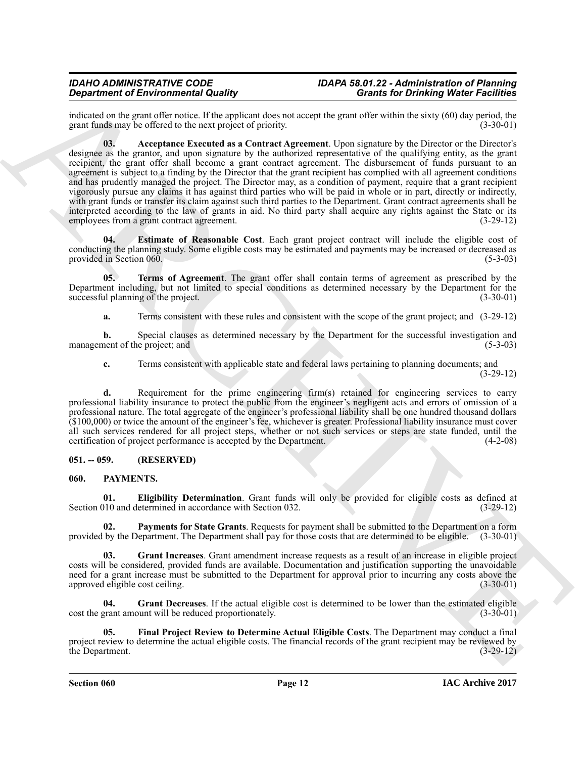indicated on the grant offer notice. If the applicant does not accept the grant offer within the sixty (60) day period, the grant funds may be offered to the next project of priority. (3-30-01)

**03. Acceptance Executed as a Contract Agreement**. Upon signature by the Director or the Director's designee as the grantor, and upon signature by the authorized representative of the qualifying entity, as the grant recipient, the grant offer shall become a grant contract agreement. The disbursement of funds pursuant to an agreement is subject to a finding by the Director that the grant recipient has complied with all agreement conditions and has prudently managed the project. The Director may, as a condition of payment, require that a grant recipient vigorously pursue any claims it has against third parties who will be paid in whole or in part, directly or indirectly, with grant funds or transfer its claim against such third parties to the Department. Grant contract agreements shall be interpreted according to the law of grants in aid. No third party shall acquire any rights against the State or its employees from a grant contract agreement. (3-29-12)

**04. Estimate of Reasonable Cost**. Each grant project contract will include the eligible cost of conducting the planning study. Some eligible costs may be estimated and payments may be increased or decreased as provided in Section 060. (5-3-03)

**05. Terms of Agreement**. The grant offer shall contain terms of agreement as prescribed by the Department including, but not limited to special conditions as determined necessary by the Department for the successful planning of the project. (3-30-01)

**a.** Terms consistent with these rules and consistent with the scope of the grant project; and (3-29-12)

**b.** Special clauses as determined necessary by the Department for the successful investigation and management of the project; and (5-3-03)

**c.** Terms consistent with applicable state and federal laws pertaining to planning documents; and (3-29-12)

**d.** Requirement for the prime engineering firm(s) retained for engineering services to carry professional liability insurance to protect the public from the engineer's negligent acts and errors of omission of a professional nature. The total aggregate of the engineer's professional liability shall be one hundred thousand dollars ($100,000) or twice the amount of the engineer's fee, whichever is greater. Professional liability insurance must cover all such services rendered for all project steps, whether or not such services or steps are state funded, until the certification of project performance is accepted by the Department. (4-2-08)

## 051. -- 059. (RESERVED)

## 060. PAYMENTS.

**01. Eligibility Determination**. Grant funds will only be provided for eligible costs as defined at Section 010 and determined in accordance with Section 032. (3-29-12)

**02. Payments for State Grants**. Requests for payment shall be submitted to the Department on a form provided by the Department. The Department shall pay for those costs that are determined to be eligible. (3-30-01)

**03. Grant Increases**. Grant amendment increase requests as a result of an increase in eligible project costs will be considered, provided funds are available. Documentation and justification supporting the unavoidable need for a grant increase must be submitted to the Department for approval prior to incurring any costs above the approved eligible cost ceiling. (3-30-01)

**04. Grant Decreases**. If the actual eligible cost is determined to be lower than the estimated eligible cost the grant amount will be reduced proportionately. (3-30-01)

**05. Final Project Review to Determine Actual Eligible Costs**. The Department may conduct a final project review to determine the actual eligible costs. The financial records of the grant recipient may be reviewed by the Department. (3-29-12)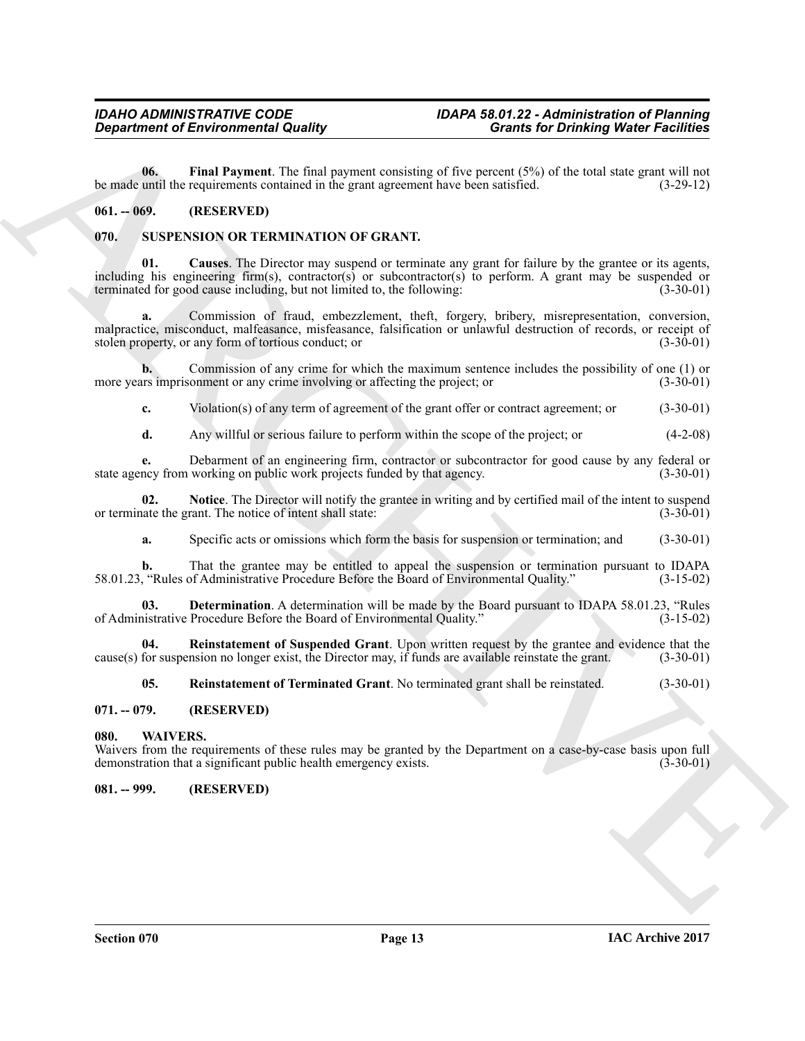**06. Final Payment**. The final payment consisting of five percent (5%) of the total state grant will not be made until the requirements contained in the grant agreement have been satisfied. (3-29-12)

## 061. -- 069. (RESERVED)

## 070. SUSPENSION OR TERMINATION OF GRANT.

**01. Causes**. The Director may suspend or terminate any grant for failure by the grantee or its agents, including his engineering firm(s), contractor(s) or subcontractor(s) to perform. A grant may be suspended or terminated for good cause including, but not limited to, the following: (3-30-01)

**a.** Commission of fraud, embezzlement, theft, forgery, bribery, misrepresentation, conversion, malpractice, misconduct, malfeasance, misfeasance, falsification or unlawful destruction of records, or receipt of stolen property, or any form of tortious conduct; or (3-30-01)

**b.** Commission of any crime for which the maximum sentence includes the possibility of one (1) or more years imprisonment or any crime involving or affecting the project; or (3-30-01)

**c.** Violation(s) of any term of agreement of the grant offer or contract agreement; or (3-30-01)

**d.** Any willful or serious failure to perform within the scope of the project; or (4-2-08)

**e.** Debarment of an engineering firm, contractor or subcontractor for good cause by any federal or state agency from working on public work projects funded by that agency. (3-30-01)

**02. Notice**. The Director will notify the grantee in writing and by certified mail of the intent to suspend or terminate the grant. The notice of intent shall state: (3-30-01)

**a.** Specific acts or omissions which form the basis for suspension or termination; and (3-30-01)

**b.** That the grantee may be entitled to appeal the suspension or termination pursuant to IDAPA 58.01.23, "Rules of Administrative Procedure Before the Board of Environmental Quality." (3-15-02)

**03. Determination**. A determination will be made by the Board pursuant to IDAPA 58.01.23, "Rules of Administrative Procedure Before the Board of Environmental Quality." (3-15-02)

**04. Reinstatement of Suspended Grant**. Upon written request by the grantee and evidence that the cause(s) for suspension no longer exist, the Director may, if funds are available reinstate the grant. (3-30-01)

**05. Reinstatement of Terminated Grant**. No terminated grant shall be reinstated. (3-30-01)

## 071. -- 079. (RESERVED)

## 080. WAIVERS.

Waivers from the requirements of these rules may be granted by the Department on a case-by-case basis upon full demonstration that a significant public health emergency exists. (3-30-01)

## 081. -- 999. (RESERVED)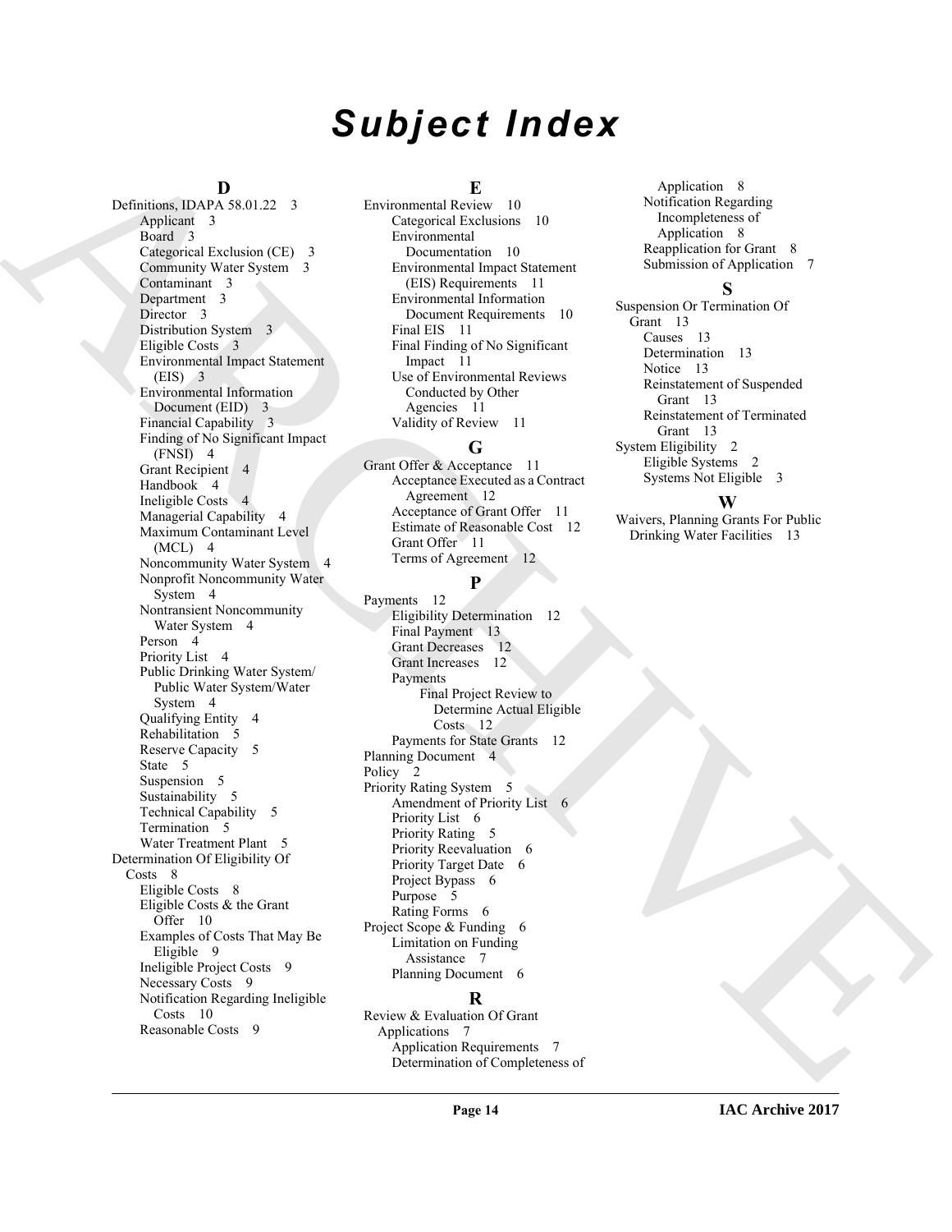# Subject Index

## D

Definitions, IDAPA 58.01.22 3
- Applicant 3
- Board 3
- Categorical Exclusion (CE) 3
- Community Water System 3
- Contaminant 3
- Department 3
- Director 3
- Distribution System 3
- Eligible Costs 3
- Environmental Impact Statement (EIS) 3
- Environmental Information Document (EID) 3
- Financial Capability 3
- Finding of No Significant Impact (FNSI) 4
- Grant Recipient 4
- Handbook 4
- Ineligible Costs 4
- Managerial Capability 4
- Maximum Contaminant Level (MCL) 4
- Noncommunity Water System 4
- Nonprofit Noncommunity Water System 4
- Nontransient Noncommunity Water System 4
- Person 4
- Priority List 4
- Public Drinking Water System/ Public Water System/Water System 4
- Qualifying Entity 4
- Rehabilitation 5
- Reserve Capacity 5
- State 5
- Suspension 5
- Sustainability 5
- Technical Capability 5
- Termination 5
- Water Treatment Plant 5

Determination Of Eligibility Of Costs 8
- Eligible Costs 8
- Eligible Costs & the Grant Offer 10
- Examples of Costs That May Be Eligible 9
- Ineligible Project Costs 9
- Necessary Costs 9
- Notification Regarding Ineligible Costs 10
- Reasonable Costs 9

## E

Environmental Review 10
- Categorical Exclusions 10
- Environmental Documentation 10
- Environmental Impact Statement (EIS) Requirements 11
- Environmental Information Document Requirements 10
- Final EIS 11
- Final Finding of No Significant Impact 11
- Use of Environmental Reviews Conducted by Other Agencies 11
- Validity of Review 11

## G

Grant Offer & Acceptance 11
- Acceptance Executed as a Contract Agreement 12
- Acceptance of Grant Offer 11
- Estimate of Reasonable Cost 12
- Grant Offer 11
- Terms of Agreement 12

## P

Payments 12
- Eligibility Determination 12
- Final Payment 13
- Grant Decreases 12
- Grant Increases 12
- Payments
  - Final Project Review to Determine Actual Eligible Costs 12
- Payments for State Grants 12

Planning Document 4

Policy 2

Priority Rating System 5
- Amendment of Priority List 6
- Priority List 6
- Priority Rating 5
- Priority Reevaluation 6
- Priority Target Date 6
- Project Bypass 6
- Purpose 5
- Rating Forms 6

Project Scope & Funding 6
- Limitation on Funding Assistance 7
- Planning Document 6

## R

Review & Evaluation Of Grant Applications 7
- Application Requirements 7
- Determination of Completeness of Application 8
- Notification Regarding Incompleteness of Application 8
- Reapplication for Grant 8
- Submission of Application 7

## S

Suspension Or Termination Of Grant 13
- Causes 13
- Determination 13
- Notice 13
- Reinstatement of Suspended Grant 13
- Reinstatement of Terminated Grant 13

System Eligibility 2
- Eligible Systems 2
- Systems Not Eligible 3

## W

Waivers, Planning Grants For Public Drinking Water Facilities 13